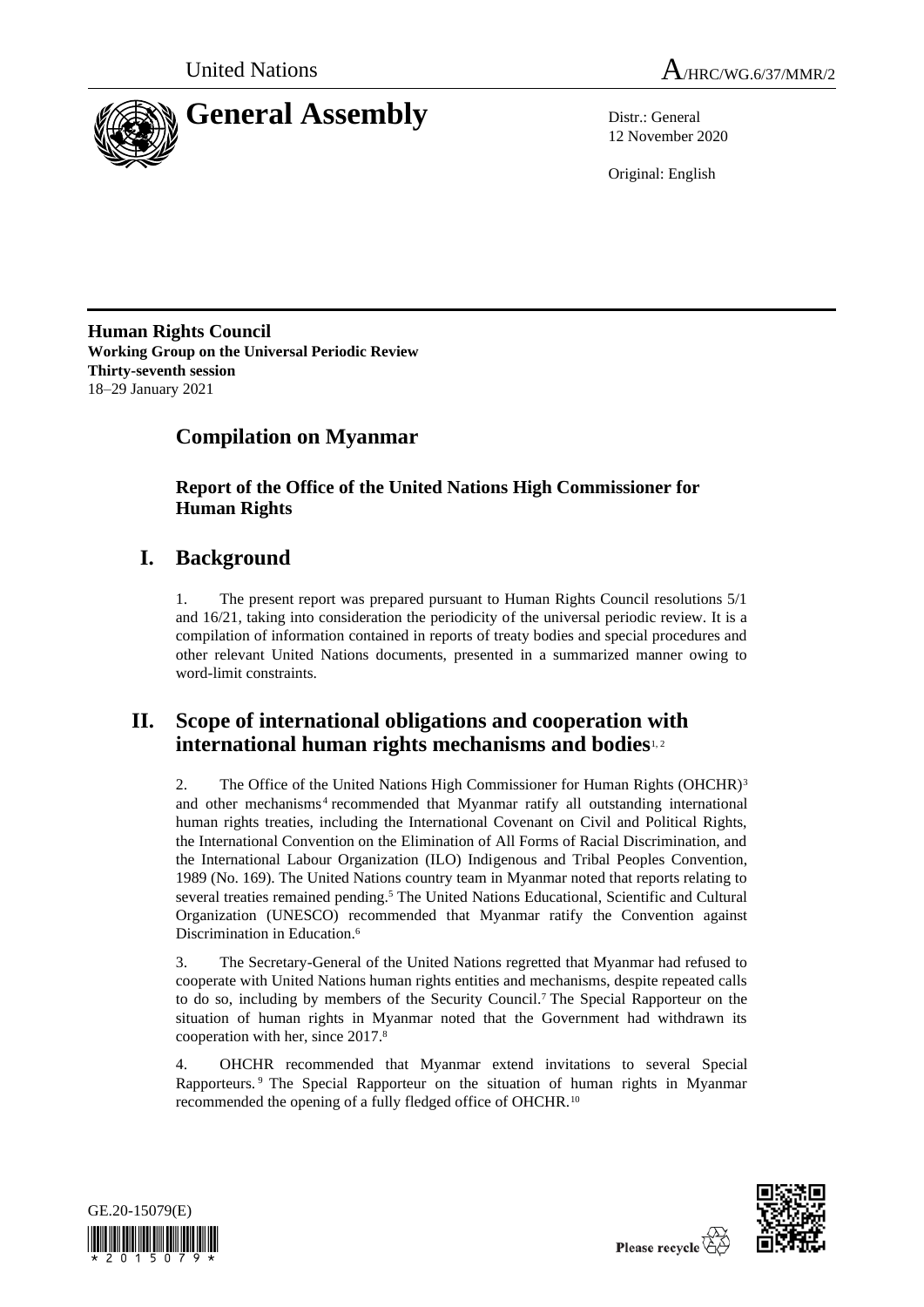United Nations A/HRC/WG.6/37/MMR/2

# General Assembly

Distr.: General
12 November 2020

Original: English

**Human Rights Council**
**Working Group on the Universal Periodic Review**
**Thirty-seventh session**
18–29 January 2021

## Compilation on Myanmar

### Report of the Office of the United Nations High Commissioner for Human Rights

## I. Background

1. The present report was prepared pursuant to Human Rights Council resolutions 5/1 and 16/21, taking into consideration the periodicity of the universal periodic review. It is a compilation of information contained in reports of treaty bodies and special procedures and other relevant United Nations documents, presented in a summarized manner owing to word-limit constraints.

## II. Scope of international obligations and cooperation with international human rights mechanisms and bodies[1, 2]

2. The Office of the United Nations High Commissioner for Human Rights (OHCHR)[3] and other mechanisms[4] recommended that Myanmar ratify all outstanding international human rights treaties, including the International Covenant on Civil and Political Rights, the International Convention on the Elimination of All Forms of Racial Discrimination, and the International Labour Organization (ILO) Indigenous and Tribal Peoples Convention, 1989 (No. 169). The United Nations country team in Myanmar noted that reports relating to several treaties remained pending.[5] The United Nations Educational, Scientific and Cultural Organization (UNESCO) recommended that Myanmar ratify the Convention against Discrimination in Education.[6]

3. The Secretary-General of the United Nations regretted that Myanmar had refused to cooperate with United Nations human rights entities and mechanisms, despite repeated calls to do so, including by members of the Security Council.[7] The Special Rapporteur on the situation of human rights in Myanmar noted that the Government had withdrawn its cooperation with her, since 2017.[8]

4. OHCHR recommended that Myanmar extend invitations to several Special Rapporteurs.[9] The Special Rapporteur on the situation of human rights in Myanmar recommended the opening of a fully fledged office of OHCHR.[10]

GE.20-15079(E)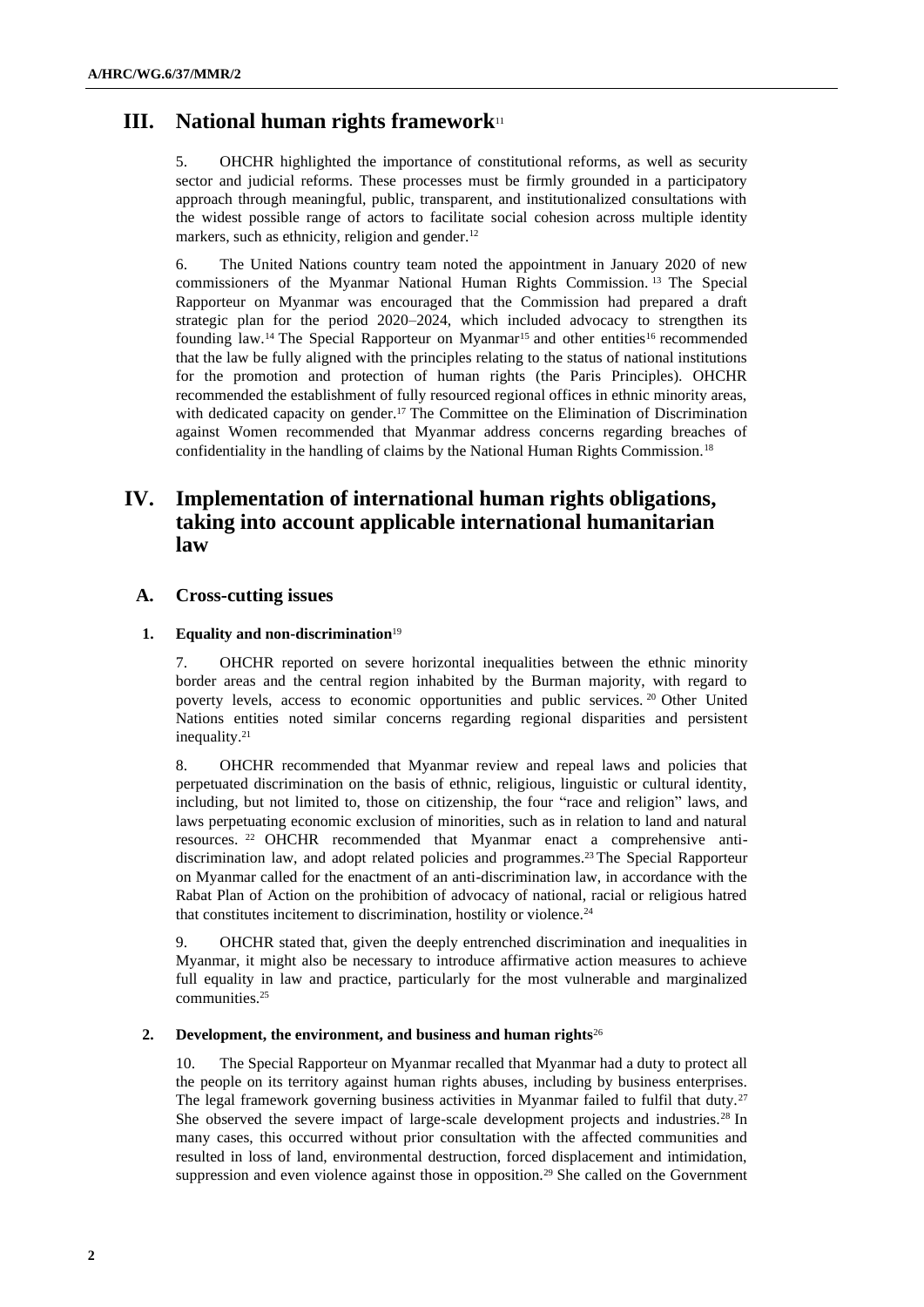## III. National human rights framework[11]

5. OHCHR highlighted the importance of constitutional reforms, as well as security sector and judicial reforms. These processes must be firmly grounded in a participatory approach through meaningful, public, transparent, and institutionalized consultations with the widest possible range of actors to facilitate social cohesion across multiple identity markers, such as ethnicity, religion and gender.[12]

6. The United Nations country team noted the appointment in January 2020 of new commissioners of the Myanmar National Human Rights Commission.[13] The Special Rapporteur on Myanmar was encouraged that the Commission had prepared a draft strategic plan for the period 2020–2024, which included advocacy to strengthen its founding law.[14] The Special Rapporteur on Myanmar[15] and other entities[16] recommended that the law be fully aligned with the principles relating to the status of national institutions for the promotion and protection of human rights (the Paris Principles). OHCHR recommended the establishment of fully resourced regional offices in ethnic minority areas, with dedicated capacity on gender.[17] The Committee on the Elimination of Discrimination against Women recommended that Myanmar address concerns regarding breaches of confidentiality in the handling of claims by the National Human Rights Commission.[18]

## IV. Implementation of international human rights obligations, taking into account applicable international humanitarian law

### A. Cross-cutting issues

#### 1. Equality and non-discrimination[19]

7. OHCHR reported on severe horizontal inequalities between the ethnic minority border areas and the central region inhabited by the Burman majority, with regard to poverty levels, access to economic opportunities and public services.[20] Other United Nations entities noted similar concerns regarding regional disparities and persistent inequality.[21]

8. OHCHR recommended that Myanmar review and repeal laws and policies that perpetuated discrimination on the basis of ethnic, religious, linguistic or cultural identity, including, but not limited to, those on citizenship, the four "race and religion" laws, and laws perpetuating economic exclusion of minorities, such as in relation to land and natural resources.[22] OHCHR recommended that Myanmar enact a comprehensive anti-discrimination law, and adopt related policies and programmes.[23] The Special Rapporteur on Myanmar called for the enactment of an anti-discrimination law, in accordance with the Rabat Plan of Action on the prohibition of advocacy of national, racial or religious hatred that constitutes incitement to discrimination, hostility or violence.[24]

9. OHCHR stated that, given the deeply entrenched discrimination and inequalities in Myanmar, it might also be necessary to introduce affirmative action measures to achieve full equality in law and practice, particularly for the most vulnerable and marginalized communities.[25]

#### 2. Development, the environment, and business and human rights[26]

10. The Special Rapporteur on Myanmar recalled that Myanmar had a duty to protect all the people on its territory against human rights abuses, including by business enterprises. The legal framework governing business activities in Myanmar failed to fulfil that duty.[27] She observed the severe impact of large-scale development projects and industries.[28] In many cases, this occurred without prior consultation with the affected communities and resulted in loss of land, environmental destruction, forced displacement and intimidation, suppression and even violence against those in opposition.[29] She called on the Government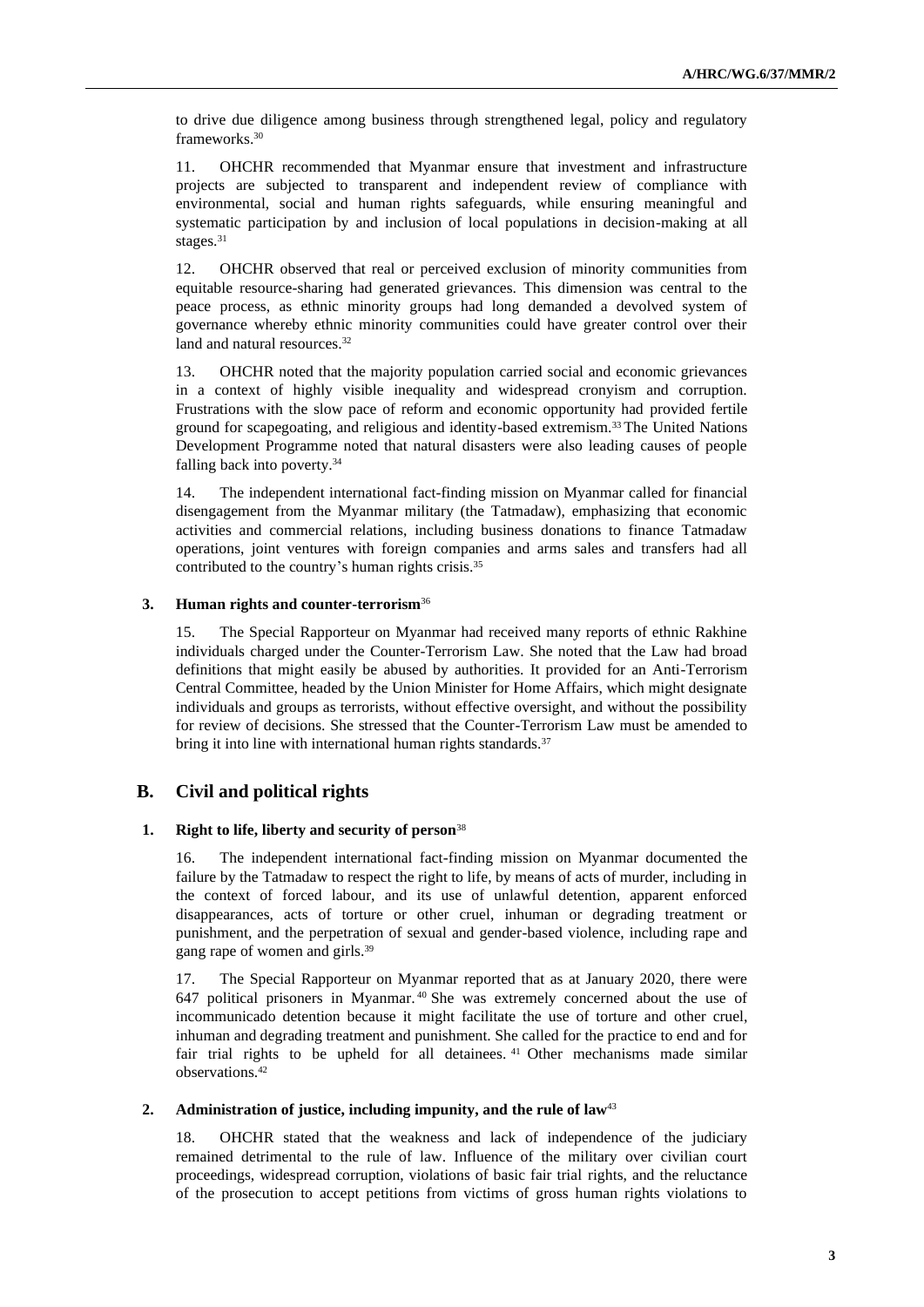to drive due diligence among business through strengthened legal, policy and regulatory frameworks.[30]

11. OHCHR recommended that Myanmar ensure that investment and infrastructure projects are subjected to transparent and independent review of compliance with environmental, social and human rights safeguards, while ensuring meaningful and systematic participation by and inclusion of local populations in decision-making at all stages.[31]

12. OHCHR observed that real or perceived exclusion of minority communities from equitable resource-sharing had generated grievances. This dimension was central to the peace process, as ethnic minority groups had long demanded a devolved system of governance whereby ethnic minority communities could have greater control over their land and natural resources.[32]

13. OHCHR noted that the majority population carried social and economic grievances in a context of highly visible inequality and widespread cronyism and corruption. Frustrations with the slow pace of reform and economic opportunity had provided fertile ground for scapegoating, and religious and identity-based extremism.[33] The United Nations Development Programme noted that natural disasters were also leading causes of people falling back into poverty.[34]

14. The independent international fact-finding mission on Myanmar called for financial disengagement from the Myanmar military (the Tatmadaw), emphasizing that economic activities and commercial relations, including business donations to finance Tatmadaw operations, joint ventures with foreign companies and arms sales and transfers had all contributed to the country's human rights crisis.[35]

### 3. Human rights and counter-terrorism[36]

15. The Special Rapporteur on Myanmar had received many reports of ethnic Rakhine individuals charged under the Counter-Terrorism Law. She noted that the Law had broad definitions that might easily be abused by authorities. It provided for an Anti-Terrorism Central Committee, headed by the Union Minister for Home Affairs, which might designate individuals and groups as terrorists, without effective oversight, and without the possibility for review of decisions. She stressed that the Counter-Terrorism Law must be amended to bring it into line with international human rights standards.[37]

## B. Civil and political rights

### 1. Right to life, liberty and security of person[38]

16. The independent international fact-finding mission on Myanmar documented the failure by the Tatmadaw to respect the right to life, by means of acts of murder, including in the context of forced labour, and its use of unlawful detention, apparent enforced disappearances, acts of torture or other cruel, inhuman or degrading treatment or punishment, and the perpetration of sexual and gender-based violence, including rape and gang rape of women and girls.[39]

17. The Special Rapporteur on Myanmar reported that as at January 2020, there were 647 political prisoners in Myanmar.[40] She was extremely concerned about the use of incommunicado detention because it might facilitate the use of torture and other cruel, inhuman and degrading treatment and punishment. She called for the practice to end and for fair trial rights to be upheld for all detainees.[41] Other mechanisms made similar observations.[42]

### 2. Administration of justice, including impunity, and the rule of law[43]

18. OHCHR stated that the weakness and lack of independence of the judiciary remained detrimental to the rule of law. Influence of the military over civilian court proceedings, widespread corruption, violations of basic fair trial rights, and the reluctance of the prosecution to accept petitions from victims of gross human rights violations to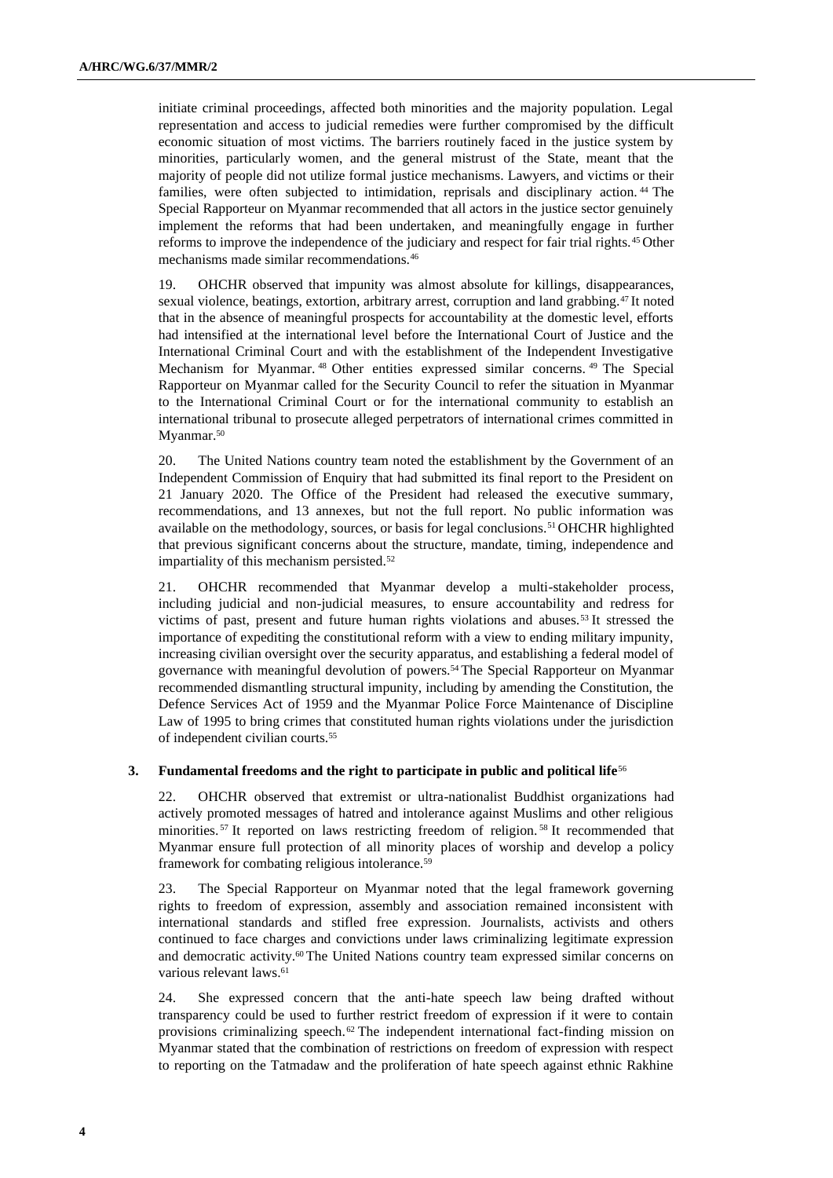initiate criminal proceedings, affected both minorities and the majority population. Legal representation and access to judicial remedies were further compromised by the difficult economic situation of most victims. The barriers routinely faced in the justice system by minorities, particularly women, and the general mistrust of the State, meant that the majority of people did not utilize formal justice mechanisms. Lawyers, and victims or their families, were often subjected to intimidation, reprisals and disciplinary action.[44] The Special Rapporteur on Myanmar recommended that all actors in the justice sector genuinely implement the reforms that had been undertaken, and meaningfully engage in further reforms to improve the independence of the judiciary and respect for fair trial rights.[45] Other mechanisms made similar recommendations.[46]

19. OHCHR observed that impunity was almost absolute for killings, disappearances, sexual violence, beatings, extortion, arbitrary arrest, corruption and land grabbing.[47] It noted that in the absence of meaningful prospects for accountability at the domestic level, efforts had intensified at the international level before the International Court of Justice and the International Criminal Court and with the establishment of the Independent Investigative Mechanism for Myanmar.[48] Other entities expressed similar concerns.[49] The Special Rapporteur on Myanmar called for the Security Council to refer the situation in Myanmar to the International Criminal Court or for the international community to establish an international tribunal to prosecute alleged perpetrators of international crimes committed in Myanmar.[50]

20. The United Nations country team noted the establishment by the Government of an Independent Commission of Enquiry that had submitted its final report to the President on 21 January 2020. The Office of the President had released the executive summary, recommendations, and 13 annexes, but not the full report. No public information was available on the methodology, sources, or basis for legal conclusions.[51] OHCHR highlighted that previous significant concerns about the structure, mandate, timing, independence and impartiality of this mechanism persisted.[52]

21. OHCHR recommended that Myanmar develop a multi-stakeholder process, including judicial and non-judicial measures, to ensure accountability and redress for victims of past, present and future human rights violations and abuses.[53] It stressed the importance of expediting the constitutional reform with a view to ending military impunity, increasing civilian oversight over the security apparatus, and establishing a federal model of governance with meaningful devolution of powers.[54] The Special Rapporteur on Myanmar recommended dismantling structural impunity, including by amending the Constitution, the Defence Services Act of 1959 and the Myanmar Police Force Maintenance of Discipline Law of 1995 to bring crimes that constituted human rights violations under the jurisdiction of independent civilian courts.[55]

### 3. Fundamental freedoms and the right to participate in public and political life[56]

22. OHCHR observed that extremist or ultra-nationalist Buddhist organizations had actively promoted messages of hatred and intolerance against Muslims and other religious minorities.[57] It reported on laws restricting freedom of religion.[58] It recommended that Myanmar ensure full protection of all minority places of worship and develop a policy framework for combating religious intolerance.[59]

23. The Special Rapporteur on Myanmar noted that the legal framework governing rights to freedom of expression, assembly and association remained inconsistent with international standards and stifled free expression. Journalists, activists and others continued to face charges and convictions under laws criminalizing legitimate expression and democratic activity.[60] The United Nations country team expressed similar concerns on various relevant laws.[61]

24. She expressed concern that the anti-hate speech law being drafted without transparency could be used to further restrict freedom of expression if it were to contain provisions criminalizing speech.[62] The independent international fact-finding mission on Myanmar stated that the combination of restrictions on freedom of expression with respect to reporting on the Tatmadaw and the proliferation of hate speech against ethnic Rakhine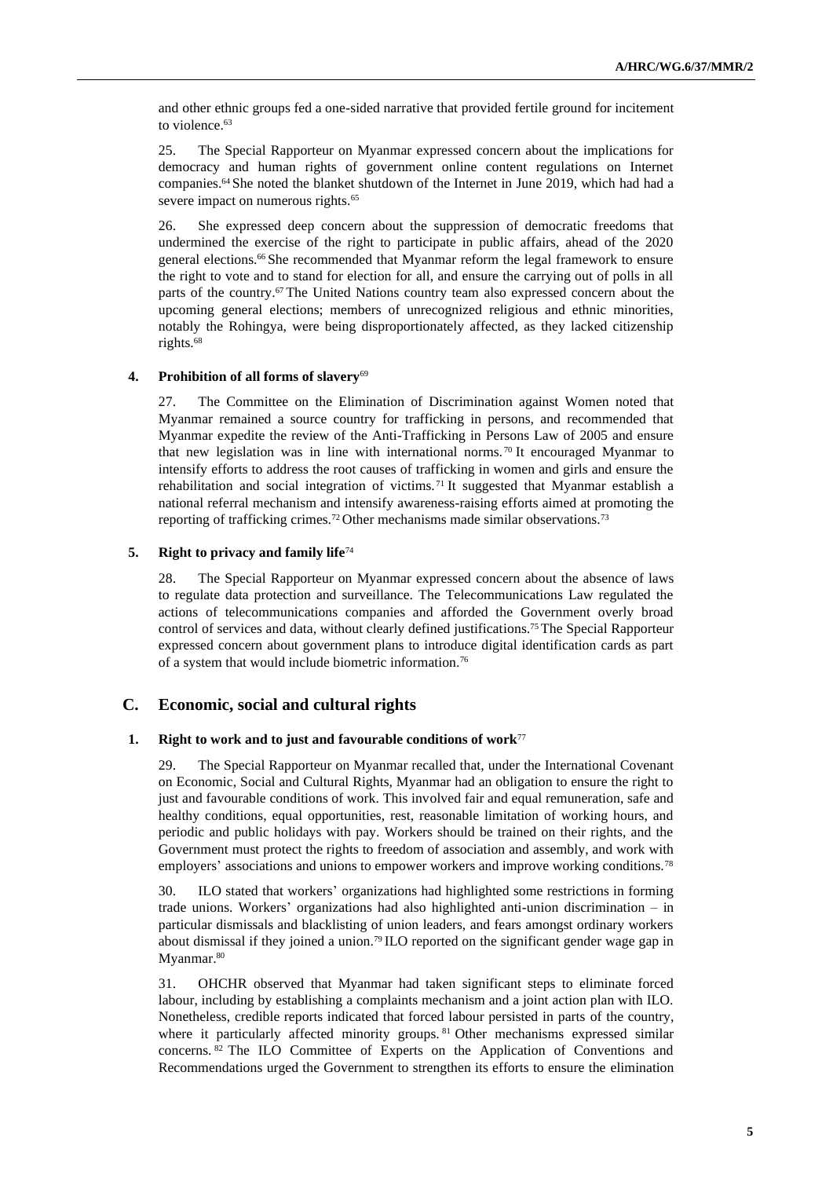and other ethnic groups fed a one-sided narrative that provided fertile ground for incitement to violence.[63]

25. The Special Rapporteur on Myanmar expressed concern about the implications for democracy and human rights of government online content regulations on Internet companies.[64] She noted the blanket shutdown of the Internet in June 2019, which had had a severe impact on numerous rights.[65]

26. She expressed deep concern about the suppression of democratic freedoms that undermined the exercise of the right to participate in public affairs, ahead of the 2020 general elections.[66] She recommended that Myanmar reform the legal framework to ensure the right to vote and to stand for election for all, and ensure the carrying out of polls in all parts of the country.[67] The United Nations country team also expressed concern about the upcoming general elections; members of unrecognized religious and ethnic minorities, notably the Rohingya, were being disproportionately affected, as they lacked citizenship rights.[68]

### 4. Prohibition of all forms of slavery[69]

27. The Committee on the Elimination of Discrimination against Women noted that Myanmar remained a source country for trafficking in persons, and recommended that Myanmar expedite the review of the Anti-Trafficking in Persons Law of 2005 and ensure that new legislation was in line with international norms.[70] It encouraged Myanmar to intensify efforts to address the root causes of trafficking in women and girls and ensure the rehabilitation and social integration of victims.[71] It suggested that Myanmar establish a national referral mechanism and intensify awareness-raising efforts aimed at promoting the reporting of trafficking crimes.[72] Other mechanisms made similar observations.[73]

### 5. Right to privacy and family life[74]

28. The Special Rapporteur on Myanmar expressed concern about the absence of laws to regulate data protection and surveillance. The Telecommunications Law regulated the actions of telecommunications companies and afforded the Government overly broad control of services and data, without clearly defined justifications.[75] The Special Rapporteur expressed concern about government plans to introduce digital identification cards as part of a system that would include biometric information.[76]

## C. Economic, social and cultural rights

### 1. Right to work and to just and favourable conditions of work[77]

29. The Special Rapporteur on Myanmar recalled that, under the International Covenant on Economic, Social and Cultural Rights, Myanmar had an obligation to ensure the right to just and favourable conditions of work. This involved fair and equal remuneration, safe and healthy conditions, equal opportunities, rest, reasonable limitation of working hours, and periodic and public holidays with pay. Workers should be trained on their rights, and the Government must protect the rights to freedom of association and assembly, and work with employers' associations and unions to empower workers and improve working conditions.[78]

30. ILO stated that workers' organizations had highlighted some restrictions in forming trade unions. Workers' organizations had also highlighted anti-union discrimination – in particular dismissals and blacklisting of union leaders, and fears amongst ordinary workers about dismissal if they joined a union.[79] ILO reported on the significant gender wage gap in Myanmar.[80]

31. OHCHR observed that Myanmar had taken significant steps to eliminate forced labour, including by establishing a complaints mechanism and a joint action plan with ILO. Nonetheless, credible reports indicated that forced labour persisted in parts of the country, where it particularly affected minority groups.[81] Other mechanisms expressed similar concerns.[82] The ILO Committee of Experts on the Application of Conventions and Recommendations urged the Government to strengthen its efforts to ensure the elimination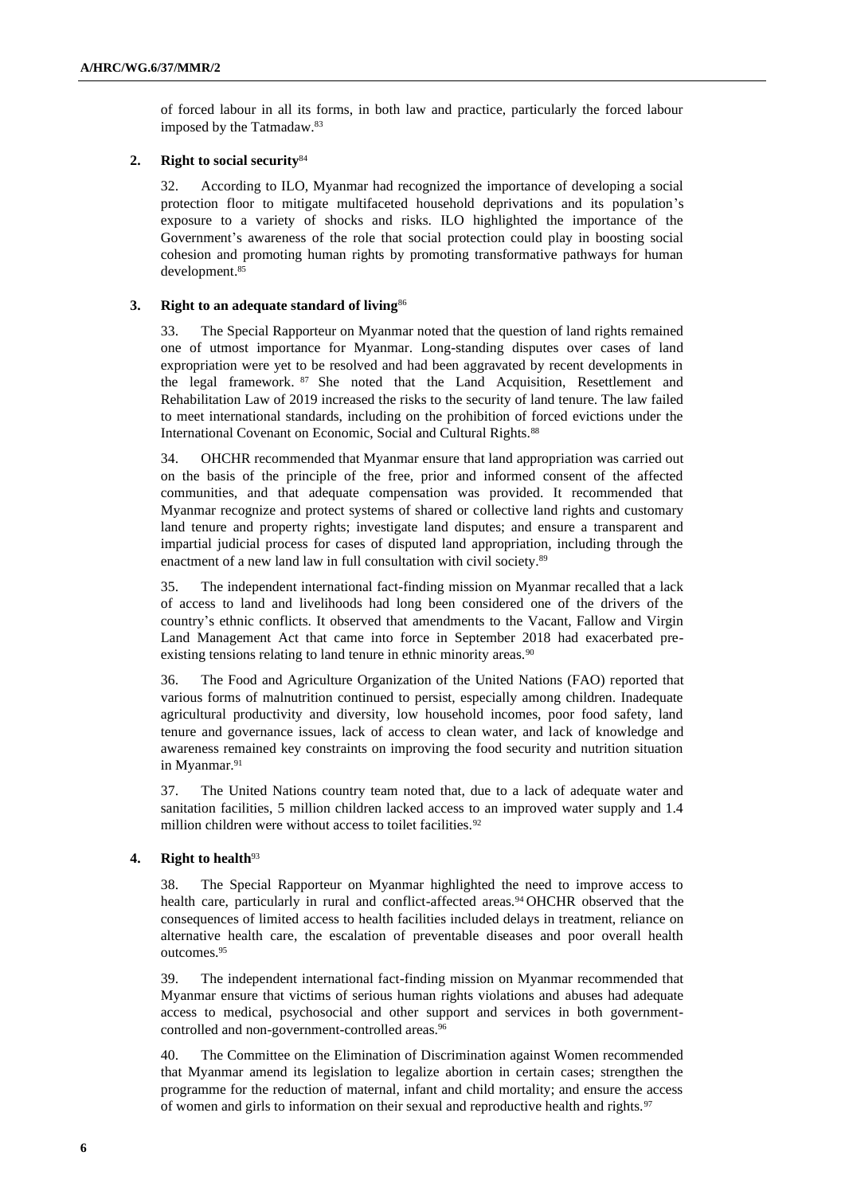of forced labour in all its forms, in both law and practice, particularly the forced labour imposed by the Tatmadaw.[83]

### 2. Right to social security[84]

32. According to ILO, Myanmar had recognized the importance of developing a social protection floor to mitigate multifaceted household deprivations and its population's exposure to a variety of shocks and risks. ILO highlighted the importance of the Government's awareness of the role that social protection could play in boosting social cohesion and promoting human rights by promoting transformative pathways for human development.[85]

### 3. Right to an adequate standard of living[86]

33. The Special Rapporteur on Myanmar noted that the question of land rights remained one of utmost importance for Myanmar. Long-standing disputes over cases of land expropriation were yet to be resolved and had been aggravated by recent developments in the legal framework.[87] She noted that the Land Acquisition, Resettlement and Rehabilitation Law of 2019 increased the risks to the security of land tenure. The law failed to meet international standards, including on the prohibition of forced evictions under the International Covenant on Economic, Social and Cultural Rights.[88]

34. OHCHR recommended that Myanmar ensure that land appropriation was carried out on the basis of the principle of the free, prior and informed consent of the affected communities, and that adequate compensation was provided. It recommended that Myanmar recognize and protect systems of shared or collective land rights and customary land tenure and property rights; investigate land disputes; and ensure a transparent and impartial judicial process for cases of disputed land appropriation, including through the enactment of a new land law in full consultation with civil society.[89]

35. The independent international fact-finding mission on Myanmar recalled that a lack of access to land and livelihoods had long been considered one of the drivers of the country's ethnic conflicts. It observed that amendments to the Vacant, Fallow and Virgin Land Management Act that came into force in September 2018 had exacerbated pre-existing tensions relating to land tenure in ethnic minority areas.[90]

36. The Food and Agriculture Organization of the United Nations (FAO) reported that various forms of malnutrition continued to persist, especially among children. Inadequate agricultural productivity and diversity, low household incomes, poor food safety, land tenure and governance issues, lack of access to clean water, and lack of knowledge and awareness remained key constraints on improving the food security and nutrition situation in Myanmar.[91]

37. The United Nations country team noted that, due to a lack of adequate water and sanitation facilities, 5 million children lacked access to an improved water supply and 1.4 million children were without access to toilet facilities.[92]

### 4. Right to health[93]

38. The Special Rapporteur on Myanmar highlighted the need to improve access to health care, particularly in rural and conflict-affected areas.[94] OHCHR observed that the consequences of limited access to health facilities included delays in treatment, reliance on alternative health care, the escalation of preventable diseases and poor overall health outcomes.[95]

39. The independent international fact-finding mission on Myanmar recommended that Myanmar ensure that victims of serious human rights violations and abuses had adequate access to medical, psychosocial and other support and services in both government-controlled and non-government-controlled areas.[96]

40. The Committee on the Elimination of Discrimination against Women recommended that Myanmar amend its legislation to legalize abortion in certain cases; strengthen the programme for the reduction of maternal, infant and child mortality; and ensure the access of women and girls to information on their sexual and reproductive health and rights.[97]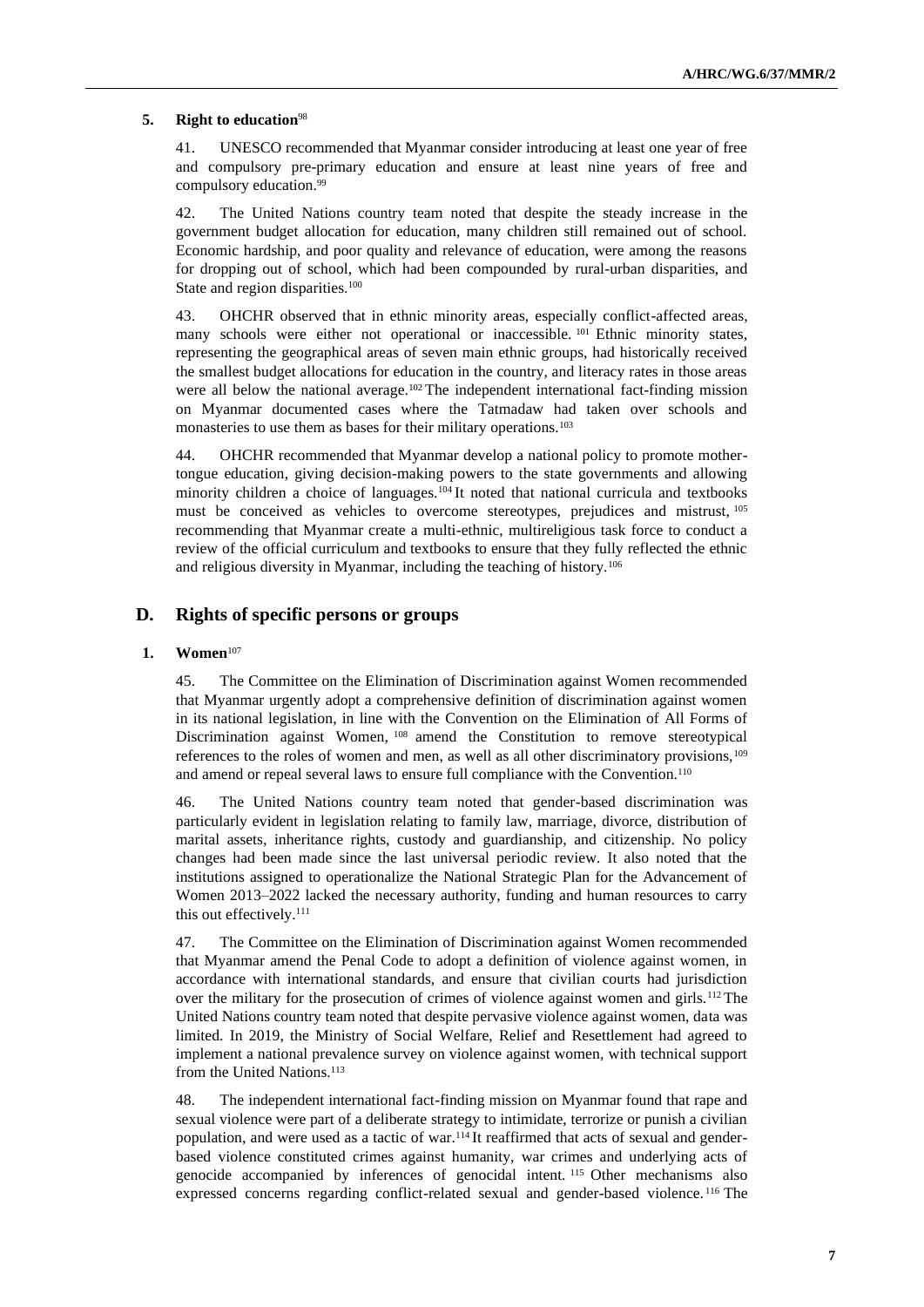### 5. Right to education[98]

41. UNESCO recommended that Myanmar consider introducing at least one year of free and compulsory pre-primary education and ensure at least nine years of free and compulsory education.[99]

42. The United Nations country team noted that despite the steady increase in the government budget allocation for education, many children still remained out of school. Economic hardship, and poor quality and relevance of education, were among the reasons for dropping out of school, which had been compounded by rural-urban disparities, and State and region disparities.[100]

43. OHCHR observed that in ethnic minority areas, especially conflict-affected areas, many schools were either not operational or inaccessible.[101] Ethnic minority states, representing the geographical areas of seven main ethnic groups, had historically received the smallest budget allocations for education in the country, and literacy rates in those areas were all below the national average.[102] The independent international fact-finding mission on Myanmar documented cases where the Tatmadaw had taken over schools and monasteries to use them as bases for their military operations.[103]

44. OHCHR recommended that Myanmar develop a national policy to promote mother-tongue education, giving decision-making powers to the state governments and allowing minority children a choice of languages.[104] It noted that national curricula and textbooks must be conceived as vehicles to overcome stereotypes, prejudices and mistrust,[105] recommending that Myanmar create a multi-ethnic, multireligious task force to conduct a review of the official curriculum and textbooks to ensure that they fully reflected the ethnic and religious diversity in Myanmar, including the teaching of history.[106]

## D. Rights of specific persons or groups

### 1. Women[107]

45. The Committee on the Elimination of Discrimination against Women recommended that Myanmar urgently adopt a comprehensive definition of discrimination against women in its national legislation, in line with the Convention on the Elimination of All Forms of Discrimination against Women,[108] amend the Constitution to remove stereotypical references to the roles of women and men, as well as all other discriminatory provisions,[109] and amend or repeal several laws to ensure full compliance with the Convention.[110]

46. The United Nations country team noted that gender-based discrimination was particularly evident in legislation relating to family law, marriage, divorce, distribution of marital assets, inheritance rights, custody and guardianship, and citizenship. No policy changes had been made since the last universal periodic review. It also noted that the institutions assigned to operationalize the National Strategic Plan for the Advancement of Women 2013–2022 lacked the necessary authority, funding and human resources to carry this out effectively.[111]

47. The Committee on the Elimination of Discrimination against Women recommended that Myanmar amend the Penal Code to adopt a definition of violence against women, in accordance with international standards, and ensure that civilian courts had jurisdiction over the military for the prosecution of crimes of violence against women and girls.[112] The United Nations country team noted that despite pervasive violence against women, data was limited. In 2019, the Ministry of Social Welfare, Relief and Resettlement had agreed to implement a national prevalence survey on violence against women, with technical support from the United Nations.[113]

48. The independent international fact-finding mission on Myanmar found that rape and sexual violence were part of a deliberate strategy to intimidate, terrorize or punish a civilian population, and were used as a tactic of war.[114] It reaffirmed that acts of sexual and gender-based violence constituted crimes against humanity, war crimes and underlying acts of genocide accompanied by inferences of genocidal intent.[115] Other mechanisms also expressed concerns regarding conflict-related sexual and gender-based violence.[116] The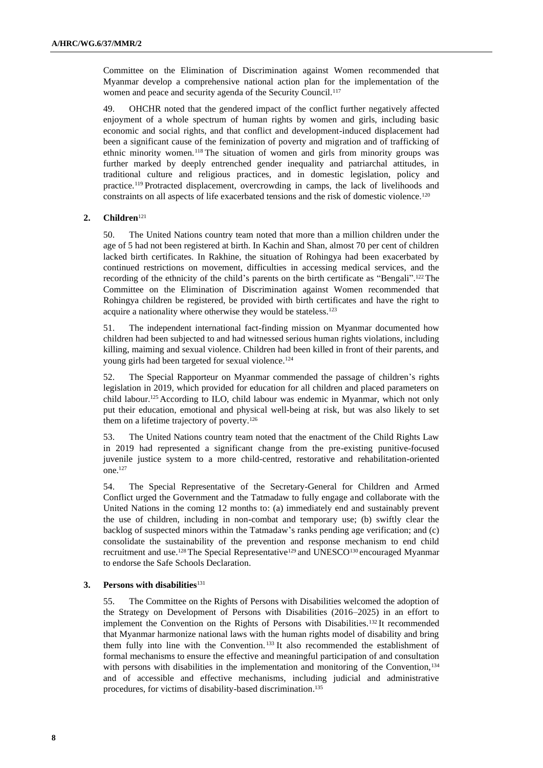Committee on the Elimination of Discrimination against Women recommended that Myanmar develop a comprehensive national action plan for the implementation of the women and peace and security agenda of the Security Council.[117]

49. OHCHR noted that the gendered impact of the conflict further negatively affected enjoyment of a whole spectrum of human rights by women and girls, including basic economic and social rights, and that conflict and development-induced displacement had been a significant cause of the feminization of poverty and migration and of trafficking of ethnic minority women.[118] The situation of women and girls from minority groups was further marked by deeply entrenched gender inequality and patriarchal attitudes, in traditional culture and religious practices, and in domestic legislation, policy and practice.[119] Protracted displacement, overcrowding in camps, the lack of livelihoods and constraints on all aspects of life exacerbated tensions and the risk of domestic violence.[120]

### 2. Children[121]

50. The United Nations country team noted that more than a million children under the age of 5 had not been registered at birth. In Kachin and Shan, almost 70 per cent of children lacked birth certificates. In Rakhine, the situation of Rohingya had been exacerbated by continued restrictions on movement, difficulties in accessing medical services, and the recording of the ethnicity of the child's parents on the birth certificate as "Bengali".[122] The Committee on the Elimination of Discrimination against Women recommended that Rohingya children be registered, be provided with birth certificates and have the right to acquire a nationality where otherwise they would be stateless.[123]

51. The independent international fact-finding mission on Myanmar documented how children had been subjected to and had witnessed serious human rights violations, including killing, maiming and sexual violence. Children had been killed in front of their parents, and young girls had been targeted for sexual violence.[124]

52. The Special Rapporteur on Myanmar commended the passage of children's rights legislation in 2019, which provided for education for all children and placed parameters on child labour.[125] According to ILO, child labour was endemic in Myanmar, which not only put their education, emotional and physical well-being at risk, but was also likely to set them on a lifetime trajectory of poverty.[126]

53. The United Nations country team noted that the enactment of the Child Rights Law in 2019 had represented a significant change from the pre-existing punitive-focused juvenile justice system to a more child-centred, restorative and rehabilitation-oriented one.[127]

54. The Special Representative of the Secretary-General for Children and Armed Conflict urged the Government and the Tatmadaw to fully engage and collaborate with the United Nations in the coming 12 months to: (a) immediately end and sustainably prevent the use of children, including in non-combat and temporary use; (b) swiftly clear the backlog of suspected minors within the Tatmadaw's ranks pending age verification; and (c) consolidate the sustainability of the prevention and response mechanism to end child recruitment and use.[128] The Special Representative[129] and UNESCO[130] encouraged Myanmar to endorse the Safe Schools Declaration.

### 3. Persons with disabilities[131]

55. The Committee on the Rights of Persons with Disabilities welcomed the adoption of the Strategy on Development of Persons with Disabilities (2016–2025) in an effort to implement the Convention on the Rights of Persons with Disabilities.[132] It recommended that Myanmar harmonize national laws with the human rights model of disability and bring them fully into line with the Convention.[133] It also recommended the establishment of formal mechanisms to ensure the effective and meaningful participation of and consultation with persons with disabilities in the implementation and monitoring of the Convention,[134] and of accessible and effective mechanisms, including judicial and administrative procedures, for victims of disability-based discrimination.[135]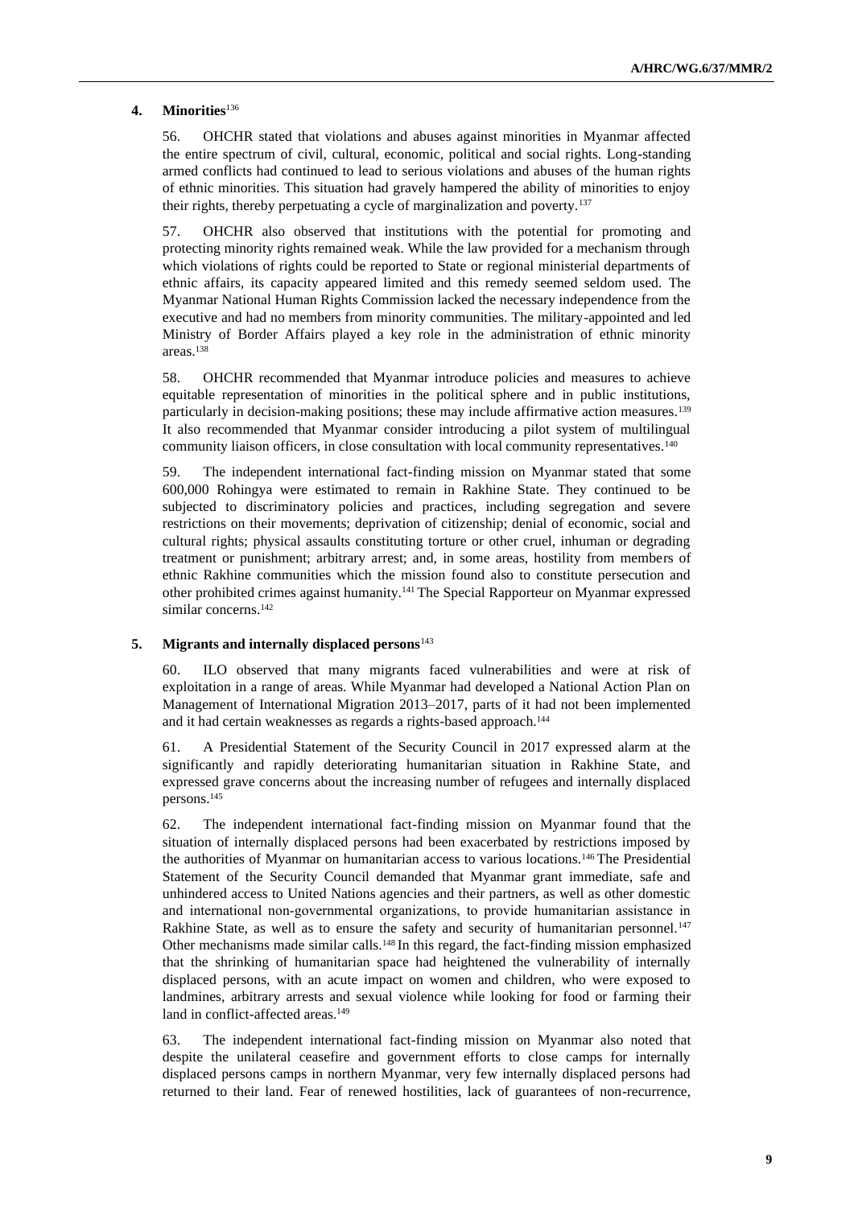### 4. Minorities[136]

56. OHCHR stated that violations and abuses against minorities in Myanmar affected the entire spectrum of civil, cultural, economic, political and social rights. Long-standing armed conflicts had continued to lead to serious violations and abuses of the human rights of ethnic minorities. This situation had gravely hampered the ability of minorities to enjoy their rights, thereby perpetuating a cycle of marginalization and poverty.[137]

57. OHCHR also observed that institutions with the potential for promoting and protecting minority rights remained weak. While the law provided for a mechanism through which violations of rights could be reported to State or regional ministerial departments of ethnic affairs, its capacity appeared limited and this remedy seemed seldom used. The Myanmar National Human Rights Commission lacked the necessary independence from the executive and had no members from minority communities. The military-appointed and led Ministry of Border Affairs played a key role in the administration of ethnic minority areas.[138]

58. OHCHR recommended that Myanmar introduce policies and measures to achieve equitable representation of minorities in the political sphere and in public institutions, particularly in decision-making positions; these may include affirmative action measures.[139] It also recommended that Myanmar consider introducing a pilot system of multilingual community liaison officers, in close consultation with local community representatives.[140]

59. The independent international fact-finding mission on Myanmar stated that some 600,000 Rohingya were estimated to remain in Rakhine State. They continued to be subjected to discriminatory policies and practices, including segregation and severe restrictions on their movements; deprivation of citizenship; denial of economic, social and cultural rights; physical assaults constituting torture or other cruel, inhuman or degrading treatment or punishment; arbitrary arrest; and, in some areas, hostility from members of ethnic Rakhine communities which the mission found also to constitute persecution and other prohibited crimes against humanity.[141] The Special Rapporteur on Myanmar expressed similar concerns.[142]

### 5. Migrants and internally displaced persons[143]

60. ILO observed that many migrants faced vulnerabilities and were at risk of exploitation in a range of areas. While Myanmar had developed a National Action Plan on Management of International Migration 2013–2017, parts of it had not been implemented and it had certain weaknesses as regards a rights-based approach.[144]

61. A Presidential Statement of the Security Council in 2017 expressed alarm at the significantly and rapidly deteriorating humanitarian situation in Rakhine State, and expressed grave concerns about the increasing number of refugees and internally displaced persons.[145]

62. The independent international fact-finding mission on Myanmar found that the situation of internally displaced persons had been exacerbated by restrictions imposed by the authorities of Myanmar on humanitarian access to various locations.[146] The Presidential Statement of the Security Council demanded that Myanmar grant immediate, safe and unhindered access to United Nations agencies and their partners, as well as other domestic and international non-governmental organizations, to provide humanitarian assistance in Rakhine State, as well as to ensure the safety and security of humanitarian personnel.[147] Other mechanisms made similar calls.[148] In this regard, the fact-finding mission emphasized that the shrinking of humanitarian space had heightened the vulnerability of internally displaced persons, with an acute impact on women and children, who were exposed to landmines, arbitrary arrests and sexual violence while looking for food or farming their land in conflict-affected areas.[149]

63. The independent international fact-finding mission on Myanmar also noted that despite the unilateral ceasefire and government efforts to close camps for internally displaced persons camps in northern Myanmar, very few internally displaced persons had returned to their land. Fear of renewed hostilities, lack of guarantees of non-recurrence,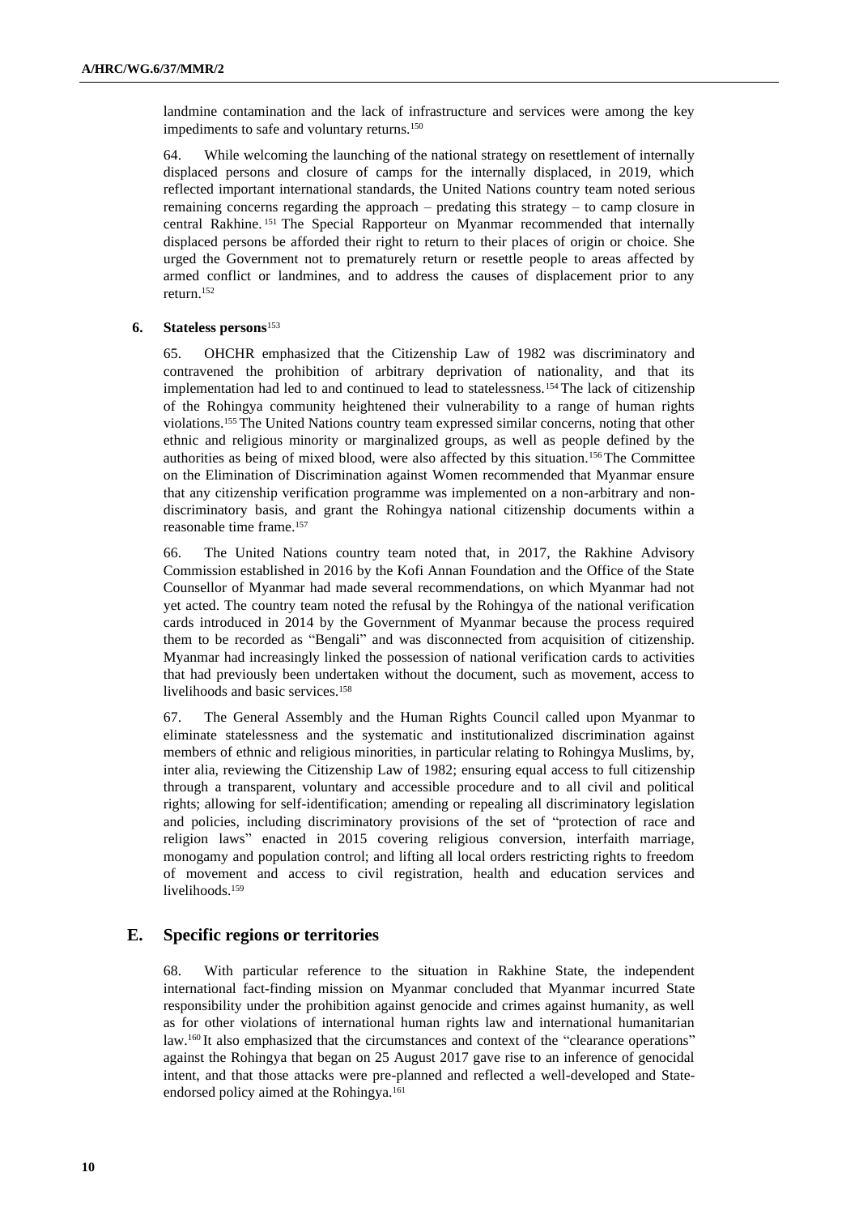landmine contamination and the lack of infrastructure and services were among the key impediments to safe and voluntary returns.[150]

64. While welcoming the launching of the national strategy on resettlement of internally displaced persons and closure of camps for the internally displaced, in 2019, which reflected important international standards, the United Nations country team noted serious remaining concerns regarding the approach – predating this strategy – to camp closure in central Rakhine.[151] The Special Rapporteur on Myanmar recommended that internally displaced persons be afforded their right to return to their places of origin or choice. She urged the Government not to prematurely return or resettle people to areas affected by armed conflict or landmines, and to address the causes of displacement prior to any return.[152]

### 6. Stateless persons[153]

65. OHCHR emphasized that the Citizenship Law of 1982 was discriminatory and contravened the prohibition of arbitrary deprivation of nationality, and that its implementation had led to and continued to lead to statelessness.[154] The lack of citizenship of the Rohingya community heightened their vulnerability to a range of human rights violations.[155] The United Nations country team expressed similar concerns, noting that other ethnic and religious minority or marginalized groups, as well as people defined by the authorities as being of mixed blood, were also affected by this situation.[156] The Committee on the Elimination of Discrimination against Women recommended that Myanmar ensure that any citizenship verification programme was implemented on a non-arbitrary and non-discriminatory basis, and grant the Rohingya national citizenship documents within a reasonable time frame.[157]

66. The United Nations country team noted that, in 2017, the Rakhine Advisory Commission established in 2016 by the Kofi Annan Foundation and the Office of the State Counsellor of Myanmar had made several recommendations, on which Myanmar had not yet acted. The country team noted the refusal by the Rohingya of the national verification cards introduced in 2014 by the Government of Myanmar because the process required them to be recorded as "Bengali" and was disconnected from acquisition of citizenship. Myanmar had increasingly linked the possession of national verification cards to activities that had previously been undertaken without the document, such as movement, access to livelihoods and basic services.[158]

67. The General Assembly and the Human Rights Council called upon Myanmar to eliminate statelessness and the systematic and institutionalized discrimination against members of ethnic and religious minorities, in particular relating to Rohingya Muslims, by, inter alia, reviewing the Citizenship Law of 1982; ensuring equal access to full citizenship through a transparent, voluntary and accessible procedure and to all civil and political rights; allowing for self-identification; amending or repealing all discriminatory legislation and policies, including discriminatory provisions of the set of "protection of race and religion laws" enacted in 2015 covering religious conversion, interfaith marriage, monogamy and population control; and lifting all local orders restricting rights to freedom of movement and access to civil registration, health and education services and livelihoods.[159]

## E. Specific regions or territories

68. With particular reference to the situation in Rakhine State, the independent international fact-finding mission on Myanmar concluded that Myanmar incurred State responsibility under the prohibition against genocide and crimes against humanity, as well as for other violations of international human rights law and international humanitarian law.[160] It also emphasized that the circumstances and context of the "clearance operations" against the Rohingya that began on 25 August 2017 gave rise to an inference of genocidal intent, and that those attacks were pre-planned and reflected a well-developed and State-endorsed policy aimed at the Rohingya.[161]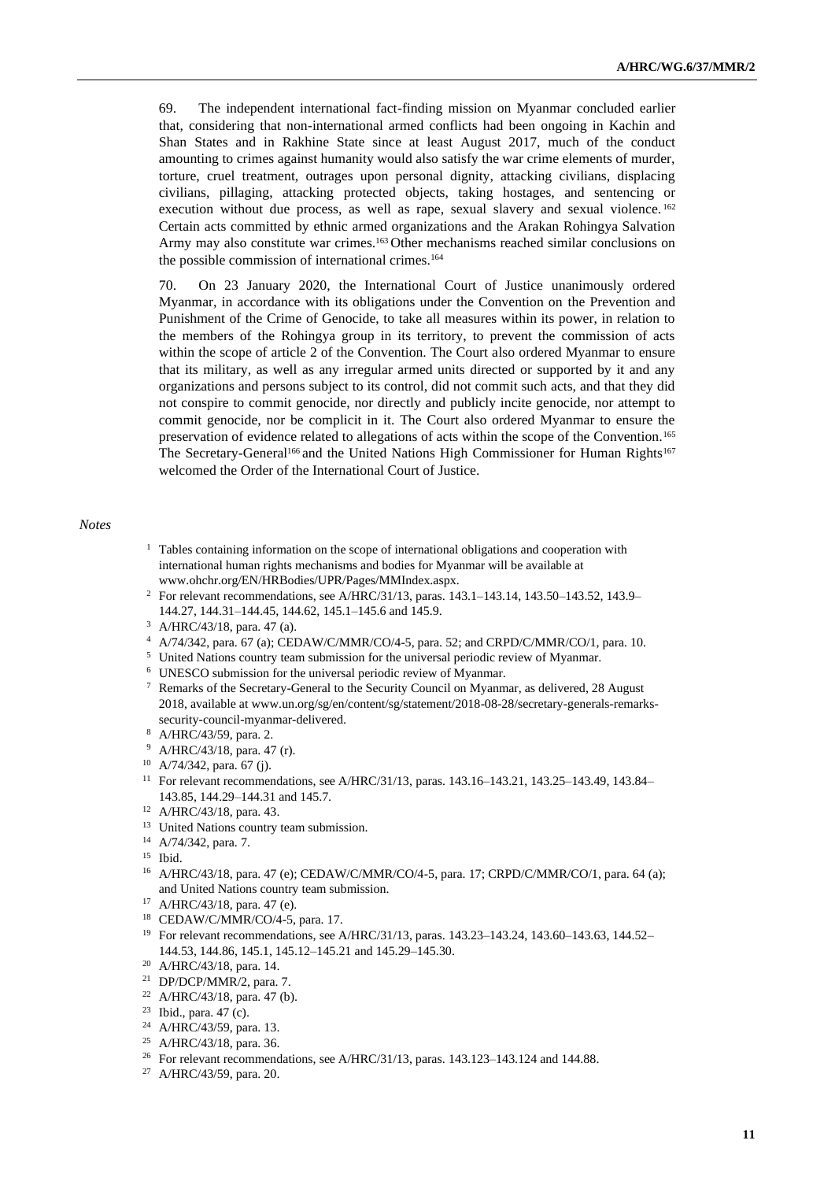69. The independent international fact-finding mission on Myanmar concluded earlier that, considering that non-international armed conflicts had been ongoing in Kachin and Shan States and in Rakhine State since at least August 2017, much of the conduct amounting to crimes against humanity would also satisfy the war crime elements of murder, torture, cruel treatment, outrages upon personal dignity, attacking civilians, displacing civilians, pillaging, attacking protected objects, taking hostages, and sentencing or execution without due process, as well as rape, sexual slavery and sexual violence.[162] Certain acts committed by ethnic armed organizations and the Arakan Rohingya Salvation Army may also constitute war crimes.[163] Other mechanisms reached similar conclusions on the possible commission of international crimes.[164]

70. On 23 January 2020, the International Court of Justice unanimously ordered Myanmar, in accordance with its obligations under the Convention on the Prevention and Punishment of the Crime of Genocide, to take all measures within its power, in relation to the members of the Rohingya group in its territory, to prevent the commission of acts within the scope of article 2 of the Convention. The Court also ordered Myanmar to ensure that its military, as well as any irregular armed units directed or supported by it and any organizations and persons subject to its control, did not commit such acts, and that they did not conspire to commit genocide, nor directly and publicly incite genocide, nor attempt to commit genocide, nor be complicit in it. The Court also ordered Myanmar to ensure the preservation of evidence related to allegations of acts within the scope of the Convention.[165] The Secretary-General[166] and the United Nations High Commissioner for Human Rights[167] welcomed the Order of the International Court of Justice.

*Notes*

1 Tables containing information on the scope of international obligations and cooperation with international human rights mechanisms and bodies for Myanmar will be available at www.ohchr.org/EN/HRBodies/UPR/Pages/MMIndex.aspx.
2 For relevant recommendations, see A/HRC/31/13, paras. 143.1–143.14, 143.50–143.52, 143.9–144.27, 144.31–144.45, 144.62, 145.1–145.6 and 145.9.
3 A/HRC/43/18, para. 47 (a).
4 A/74/342, para. 67 (a); CEDAW/C/MMR/CO/4-5, para. 52; and CRPD/C/MMR/CO/1, para. 10.
5 United Nations country team submission for the universal periodic review of Myanmar.
6 UNESCO submission for the universal periodic review of Myanmar.
7 Remarks of the Secretary-General to the Security Council on Myanmar, as delivered, 28 August 2018, available at www.un.org/sg/en/content/sg/statement/2018-08-28/secretary-generals-remarks-security-council-myanmar-delivered.
8 A/HRC/43/59, para. 2.
9 A/HRC/43/18, para. 47 (r).
10 A/74/342, para. 67 (j).
11 For relevant recommendations, see A/HRC/31/13, paras. 143.16–143.21, 143.25–143.49, 143.84–143.85, 144.29–144.31 and 145.7.
12 A/HRC/43/18, para. 43.
13 United Nations country team submission.
14 A/74/342, para. 7.
15 Ibid.
16 A/HRC/43/18, para. 47 (e); CEDAW/C/MMR/CO/4-5, para. 17; CRPD/C/MMR/CO/1, para. 64 (a); and United Nations country team submission.
17 A/HRC/43/18, para. 47 (e).
18 CEDAW/C/MMR/CO/4-5, para. 17.
19 For relevant recommendations, see A/HRC/31/13, paras. 143.23–143.24, 143.60–143.63, 144.52–144.53, 144.86, 145.1, 145.12–145.21 and 145.29–145.30.
20 A/HRC/43/18, para. 14.
21 DP/DCP/MMR/2, para. 7.
22 A/HRC/43/18, para. 47 (b).
23 Ibid., para. 47 (c).
24 A/HRC/43/59, para. 13.
25 A/HRC/43/18, para. 36.
26 For relevant recommendations, see A/HRC/31/13, paras. 143.123–143.124 and 144.88.
27 A/HRC/43/59, para. 20.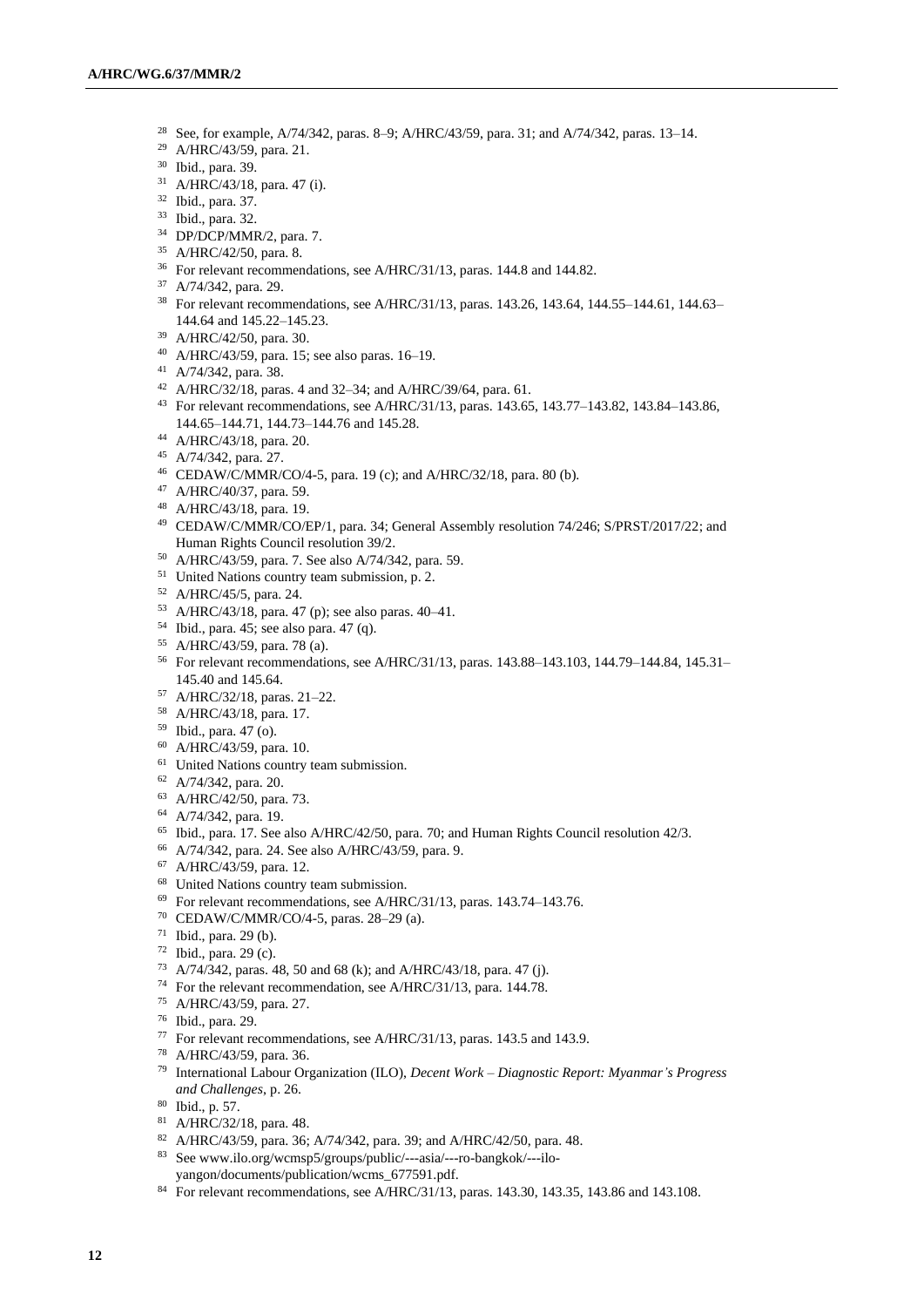[28] See, for example, A/74/342, paras. 8–9; A/HRC/43/59, para. 31; and A/74/342, paras. 13–14.
[29] A/HRC/43/59, para. 21.
[30] Ibid., para. 39.
[31] A/HRC/43/18, para. 47 (i).
[32] Ibid., para. 37.
[33] Ibid., para. 32.
[34] DP/DCP/MMR/2, para. 7.
[35] A/HRC/42/50, para. 8.
[36] For relevant recommendations, see A/HRC/31/13, paras. 144.8 and 144.82.
[37] A/74/342, para. 29.
[38] For relevant recommendations, see A/HRC/31/13, paras. 143.26, 143.64, 144.55–144.61, 144.63–144.64 and 145.22–145.23.
[39] A/HRC/42/50, para. 30.
[40] A/HRC/43/59, para. 15; see also paras. 16–19.
[41] A/74/342, para. 38.
[42] A/HRC/32/18, paras. 4 and 32–34; and A/HRC/39/64, para. 61.
[43] For relevant recommendations, see A/HRC/31/13, paras. 143.65, 143.77–143.82, 143.84–143.86, 144.65–144.71, 144.73–144.76 and 145.28.
[44] A/HRC/43/18, para. 20.
[45] A/74/342, para. 27.
[46] CEDAW/C/MMR/CO/4-5, para. 19 (c); and A/HRC/32/18, para. 80 (b).
[47] A/HRC/40/37, para. 59.
[48] A/HRC/43/18, para. 19.
[49] CEDAW/C/MMR/CO/EP/1, para. 34; General Assembly resolution 74/246; S/PRST/2017/22; and Human Rights Council resolution 39/2.
[50] A/HRC/43/59, para. 7. See also A/74/342, para. 59.
[51] United Nations country team submission, p. 2.
[52] A/HRC/45/5, para. 24.
[53] A/HRC/43/18, para. 47 (p); see also paras. 40–41.
[54] Ibid., para. 45; see also para. 47 (q).
[55] A/HRC/43/59, para. 78 (a).
[56] For relevant recommendations, see A/HRC/31/13, paras. 143.88–143.103, 144.79–144.84, 145.31–145.40 and 145.64.
[57] A/HRC/32/18, paras. 21–22.
[58] A/HRC/43/18, para. 17.
[59] Ibid., para. 47 (o).
[60] A/HRC/43/59, para. 10.
[61] United Nations country team submission.
[62] A/74/342, para. 20.
[63] A/HRC/42/50, para. 73.
[64] A/74/342, para. 19.
[65] Ibid., para. 17. See also A/HRC/42/50, para. 70; and Human Rights Council resolution 42/3.
[66] A/74/342, para. 24. See also A/HRC/43/59, para. 9.
[67] A/HRC/43/59, para. 12.
[68] United Nations country team submission.
[69] For relevant recommendations, see A/HRC/31/13, paras. 143.74–143.76.
[70] CEDAW/C/MMR/CO/4-5, paras. 28–29 (a).
[71] Ibid., para. 29 (b).
[72] Ibid., para. 29 (c).
[73] A/74/342, paras. 48, 50 and 68 (k); and A/HRC/43/18, para. 47 (j).
[74] For the relevant recommendation, see A/HRC/31/13, para. 144.78.
[75] A/HRC/43/59, para. 27.
[76] Ibid., para. 29.
[77] For relevant recommendations, see A/HRC/31/13, paras. 143.5 and 143.9.
[78] A/HRC/43/59, para. 36.
[79] International Labour Organization (ILO), *Decent Work – Diagnostic Report: Myanmar's Progress and Challenges*, p. 26.
[80] Ibid., p. 57.
[81] A/HRC/32/18, para. 48.
[82] A/HRC/43/59, para. 36; A/74/342, para. 39; and A/HRC/42/50, para. 48.
[83] See www.ilo.org/wcmsp5/groups/public/---asia/---ro-bangkok/---ilo-yangon/documents/publication/wcms_677591.pdf.
[84] For relevant recommendations, see A/HRC/31/13, paras. 143.30, 143.35, 143.86 and 143.108.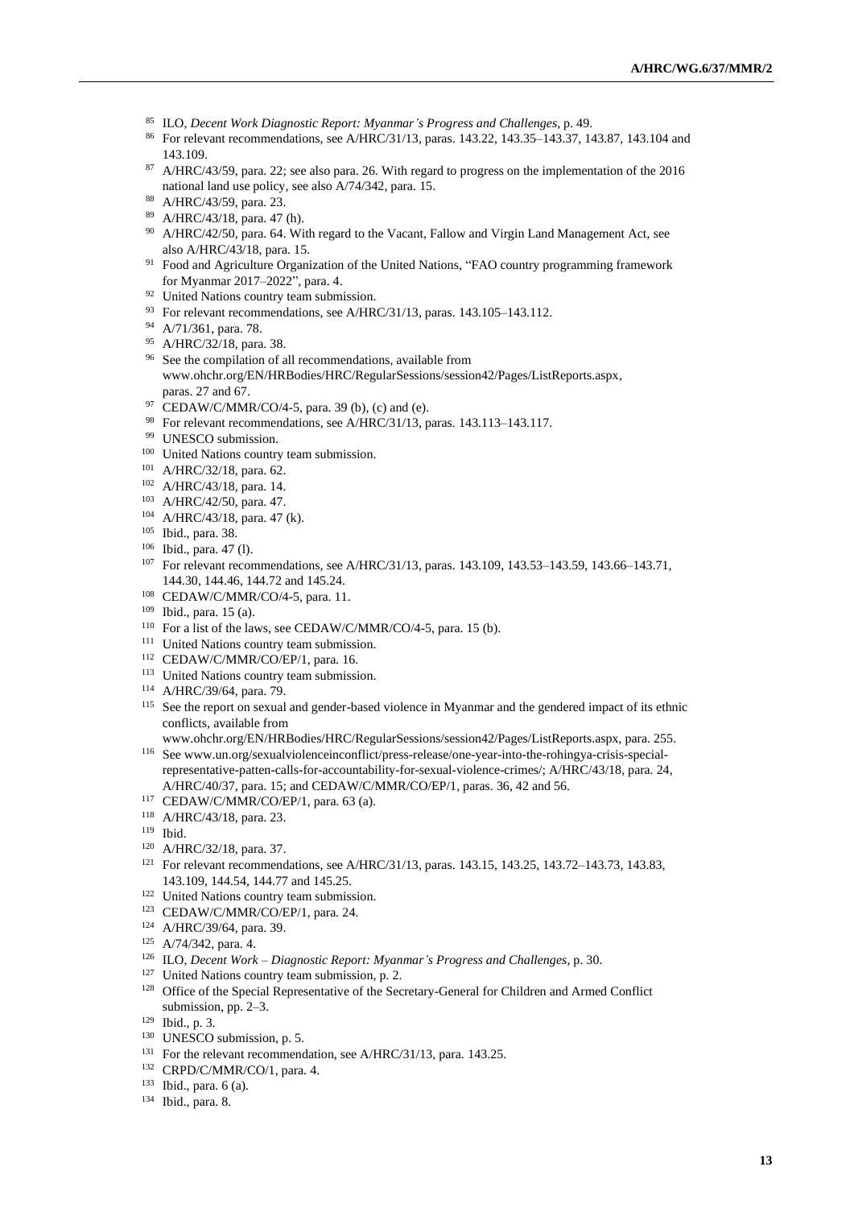[85] ILO, *Decent Work Diagnostic Report: Myanmar's Progress and Challenges*, p. 49.

[86] For relevant recommendations, see A/HRC/31/13, paras. 143.22, 143.35–143.37, 143.87, 143.104 and 143.109.

[87] A/HRC/43/59, para. 22; see also para. 26. With regard to progress on the implementation of the 2016 national land use policy, see also A/74/342, para. 15.

[88] A/HRC/43/59, para. 23.

[89] A/HRC/43/18, para. 47 (h).

[90] A/HRC/42/50, para. 64. With regard to the Vacant, Fallow and Virgin Land Management Act, see also A/HRC/43/18, para. 15.

[91] Food and Agriculture Organization of the United Nations, "FAO country programming framework for Myanmar 2017–2022", para. 4.

[92] United Nations country team submission.

[93] For relevant recommendations, see A/HRC/31/13, paras. 143.105–143.112.

[94] A/71/361, para. 78.

[95] A/HRC/32/18, para. 38.

[96] See the compilation of all recommendations, available from www.ohchr.org/EN/HRBodies/HRC/RegularSessions/session42/Pages/ListReports.aspx, paras. 27 and 67.

[97] CEDAW/C/MMR/CO/4-5, para. 39 (b), (c) and (e).

[98] For relevant recommendations, see A/HRC/31/13, paras. 143.113–143.117.

[99] UNESCO submission.

[100] United Nations country team submission.

[101] A/HRC/32/18, para. 62.

[102] A/HRC/43/18, para. 14.

[103] A/HRC/42/50, para. 47.

[104] A/HRC/43/18, para. 47 (k).

[105] Ibid., para. 38.

[106] Ibid., para. 47 (l).

[107] For relevant recommendations, see A/HRC/31/13, paras. 143.109, 143.53–143.59, 143.66–143.71, 144.30, 144.46, 144.72 and 145.24.

[108] CEDAW/C/MMR/CO/4-5, para. 11.

[109] Ibid., para. 15 (a).

[110] For a list of the laws, see CEDAW/C/MMR/CO/4-5, para. 15 (b).

[111] United Nations country team submission.

[112] CEDAW/C/MMR/CO/EP/1, para. 16.

[113] United Nations country team submission.

[114] A/HRC/39/64, para. 79.

[115] See the report on sexual and gender-based violence in Myanmar and the gendered impact of its ethnic conflicts, available from www.ohchr.org/EN/HRBodies/HRC/RegularSessions/session42/Pages/ListReports.aspx, para. 255.

[116] See www.un.org/sexualviolenceinconflict/press-release/one-year-into-the-rohingya-crisis-special-representative-patten-calls-for-accountability-for-sexual-violence-crimes/; A/HRC/43/18, para. 24, A/HRC/40/37, para. 15; and CEDAW/C/MMR/CO/EP/1, paras. 36, 42 and 56.

[117] CEDAW/C/MMR/CO/EP/1, para. 63 (a).

[118] A/HRC/43/18, para. 23.

[119] Ibid.

[120] A/HRC/32/18, para. 37.

[121] For relevant recommendations, see A/HRC/31/13, paras. 143.15, 143.25, 143.72–143.73, 143.83, 143.109, 144.54, 144.77 and 145.25.

[122] United Nations country team submission.

[123] CEDAW/C/MMR/CO/EP/1, para. 24.

[124] A/HRC/39/64, para. 39.

[125] A/74/342, para. 4.

[126] ILO, *Decent Work – Diagnostic Report: Myanmar's Progress and Challenges*, p. 30.

[127] United Nations country team submission, p. 2.

[128] Office of the Special Representative of the Secretary-General for Children and Armed Conflict submission, pp. 2–3.

[129] Ibid., p. 3.

[130] UNESCO submission, p. 5.

[131] For the relevant recommendation, see A/HRC/31/13, para. 143.25.

[132] CRPD/C/MMR/CO/1, para. 4.

[133] Ibid., para. 6 (a).

[134] Ibid., para. 8.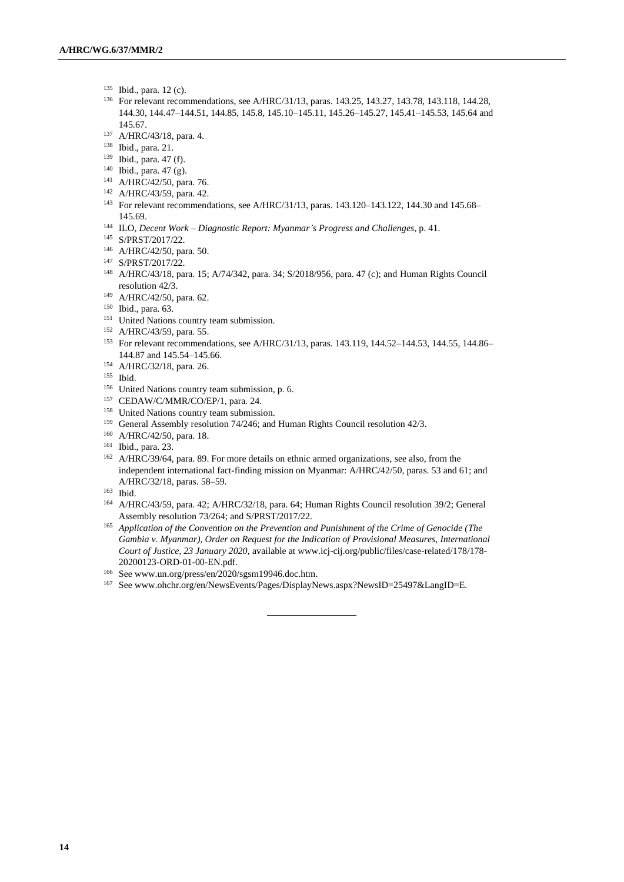[135] Ibid., para. 12 (c).

[136] For relevant recommendations, see A/HRC/31/13, paras. 143.25, 143.27, 143.78, 143.118, 144.28, 144.30, 144.47–144.51, 144.85, 145.8, 145.10–145.11, 145.26–145.27, 145.41–145.53, 145.64 and 145.67.

[137] A/HRC/43/18, para. 4.

[138] Ibid., para. 21.

[139] Ibid., para. 47 (f).

[140] Ibid., para. 47 (g).

[141] A/HRC/42/50, para. 76.

[142] A/HRC/43/59, para. 42.

[143] For relevant recommendations, see A/HRC/31/13, paras. 143.120–143.122, 144.30 and 145.68–145.69.

[144] ILO, *Decent Work – Diagnostic Report: Myanmar's Progress and Challenges*, p. 41.

[145] S/PRST/2017/22.

[146] A/HRC/42/50, para. 50.

[147] S/PRST/2017/22.

[148] A/HRC/43/18, para. 15; A/74/342, para. 34; S/2018/956, para. 47 (c); and Human Rights Council resolution 42/3.

[149] A/HRC/42/50, para. 62.

[150] Ibid., para. 63.

[151] United Nations country team submission.

[152] A/HRC/43/59, para. 55.

[153] For relevant recommendations, see A/HRC/31/13, paras. 143.119, 144.52–144.53, 144.55, 144.86–144.87 and 145.54–145.66.

[154] A/HRC/32/18, para. 26.

[155] Ibid.

[156] United Nations country team submission, p. 6.

[157] CEDAW/C/MMR/CO/EP/1, para. 24.

[158] United Nations country team submission.

[159] General Assembly resolution 74/246; and Human Rights Council resolution 42/3.

[160] A/HRC/42/50, para. 18.

[161] Ibid., para. 23.

[162] A/HRC/39/64, para. 89. For more details on ethnic armed organizations, see also, from the independent international fact-finding mission on Myanmar: A/HRC/42/50, paras. 53 and 61; and A/HRC/32/18, paras. 58–59.

[163] Ibid.

[164] A/HRC/43/59, para. 42; A/HRC/32/18, para. 64; Human Rights Council resolution 39/2; General Assembly resolution 73/264; and S/PRST/2017/22.

[165] *Application of the Convention on the Prevention and Punishment of the Crime of Genocide (The Gambia v. Myanmar), Order on Request for the Indication of Provisional Measures, International Court of Justice, 23 January 2020*, available at www.icj-cij.org/public/files/case-related/178/178-20200123-ORD-01-00-EN.pdf.

[166] See www.un.org/press/en/2020/sgsm19946.doc.htm.

[167] See www.ohchr.org/en/NewsEvents/Pages/DisplayNews.aspx?NewsID=25497&LangID=E.